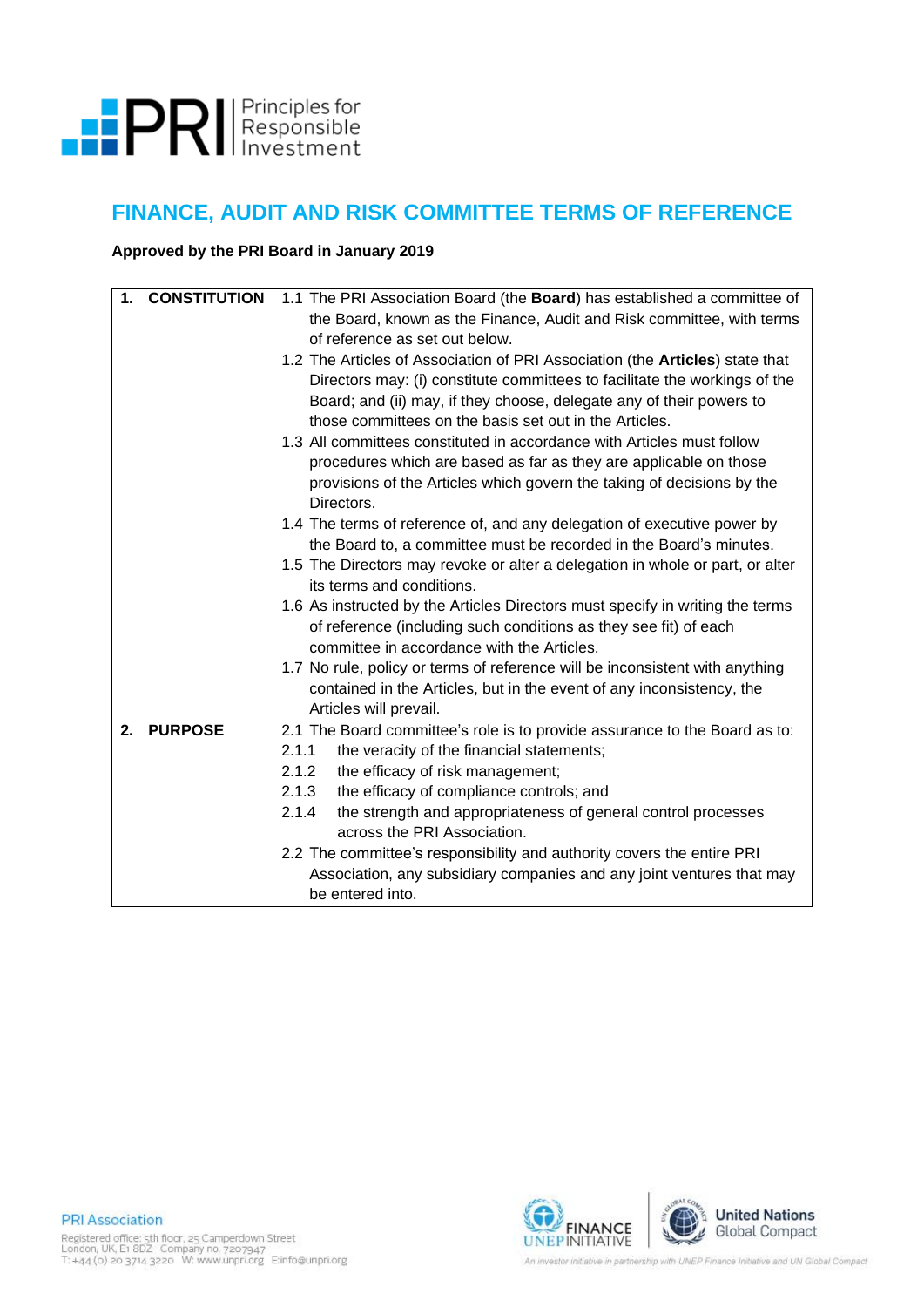# FINANCE, AUDIT AND RISK COMMITTEE TERMS OF REFERENCE

**Approved by the PRI Board in January 2019**

| | |
|---|---|
| **1. CONSTITUTION** | 1.1 The PRI Association Board (the **Board**) has established a committee of the Board, known as the Finance, Audit and Risk committee, with terms of reference as set out below.<br>1.2 The Articles of Association of PRI Association (the **Articles**) state that Directors may: (i) constitute committees to facilitate the workings of the Board; and (ii) may, if they choose, delegate any of their powers to those committees on the basis set out in the Articles.<br>1.3 All committees constituted in accordance with Articles must follow procedures which are based as far as they are applicable on those provisions of the Articles which govern the taking of decisions by the Directors.<br>1.4 The terms of reference of, and any delegation of executive power by the Board to, a committee must be recorded in the Board's minutes.<br>1.5 The Directors may revoke or alter a delegation in whole or part, or alter its terms and conditions.<br>1.6 As instructed by the Articles Directors must specify in writing the terms of reference (including such conditions as they see fit) of each committee in accordance with the Articles.<br>1.7 No rule, policy or terms of reference will be inconsistent with anything contained in the Articles, but in the event of any inconsistency, the Articles will prevail. |
| **2. PURPOSE** | 2.1 The Board committee's role is to provide assurance to the Board as to:<br>2.1.1 the veracity of the financial statements;<br>2.1.2 the efficacy of risk management;<br>2.1.3 the efficacy of compliance controls; and<br>2.1.4 the strength and appropriateness of general control processes across the PRI Association.<br>2.2 The committee's responsibility and authority covers the entire PRI Association, any subsidiary companies and any joint ventures that may be entered into. |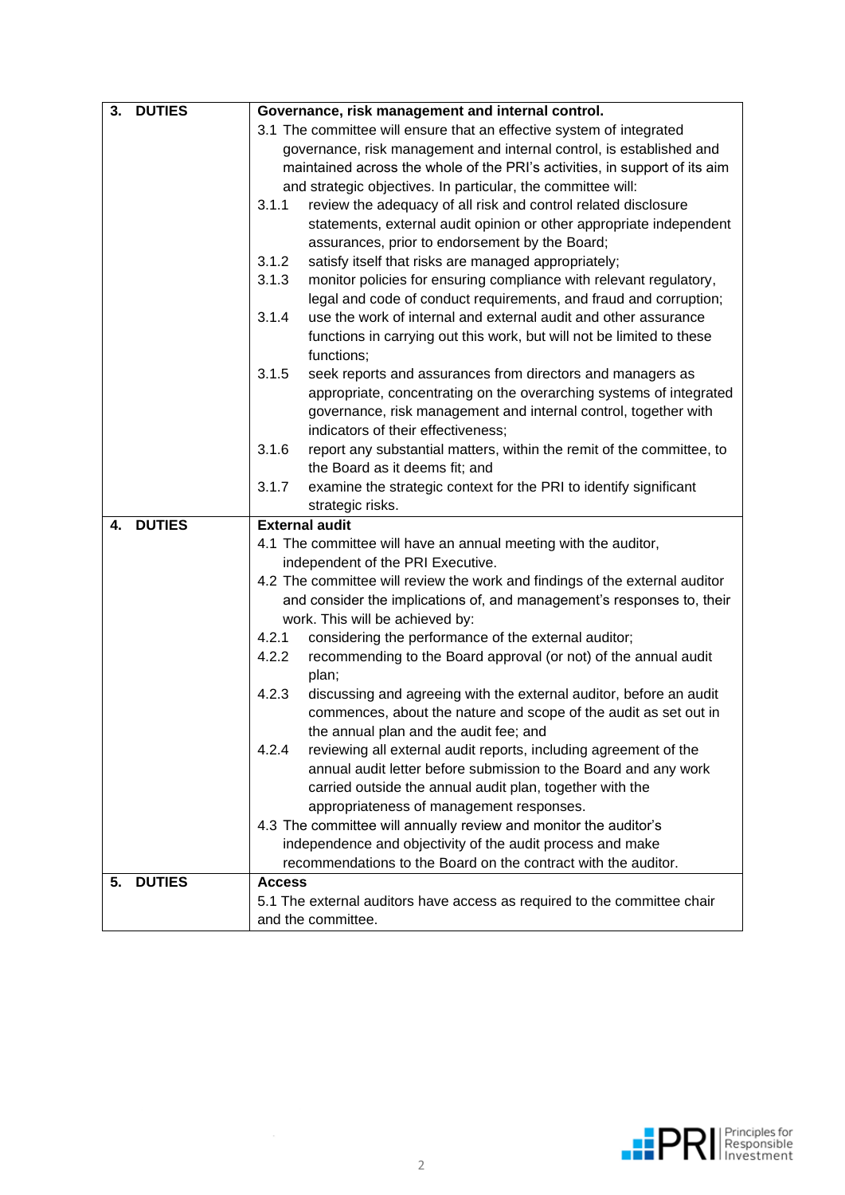| 3. DUTIES | **Governance, risk management and internal control.**<br>3.1 The committee will ensure that an effective system of integrated governance, risk management and internal control, is established and maintained across the whole of the PRI's activities, in support of its aim and strategic objectives. In particular, the committee will:<br>3.1.1 review the adequacy of all risk and control related disclosure statements, external audit opinion or other appropriate independent assurances, prior to endorsement by the Board;<br>3.1.2 satisfy itself that risks are managed appropriately;<br>3.1.3 monitor policies for ensuring compliance with relevant regulatory, legal and code of conduct requirements, and fraud and corruption;<br>3.1.4 use the work of internal and external audit and other assurance functions in carrying out this work, but will not be limited to these functions;<br>3.1.5 seek reports and assurances from directors and managers as appropriate, concentrating on the overarching systems of integrated governance, risk management and internal control, together with indicators of their effectiveness;<br>3.1.6 report any substantial matters, within the remit of the committee, to the Board as it deems fit; and<br>3.1.7 examine the strategic context for the PRI to identify significant strategic risks. |
|---|---|
| 4. DUTIES | **External audit**<br>4.1 The committee will have an annual meeting with the auditor, independent of the PRI Executive.<br>4.2 The committee will review the work and findings of the external auditor and consider the implications of, and management's responses to, their work. This will be achieved by:<br>4.2.1 considering the performance of the external auditor;<br>4.2.2 recommending to the Board approval (or not) of the annual audit plan;<br>4.2.3 discussing and agreeing with the external auditor, before an audit commences, about the nature and scope of the audit as set out in the annual plan and the audit fee; and<br>4.2.4 reviewing all external audit reports, including agreement of the annual audit letter before submission to the Board and any work carried outside the annual audit plan, together with the appropriateness of management responses.<br>4.3 The committee will annually review and monitor the auditor's independence and objectivity of the audit process and make recommendations to the Board on the contract with the auditor. |
| 5. DUTIES | **Access**<br>5.1 The external auditors have access as required to the committee chair and the committee. |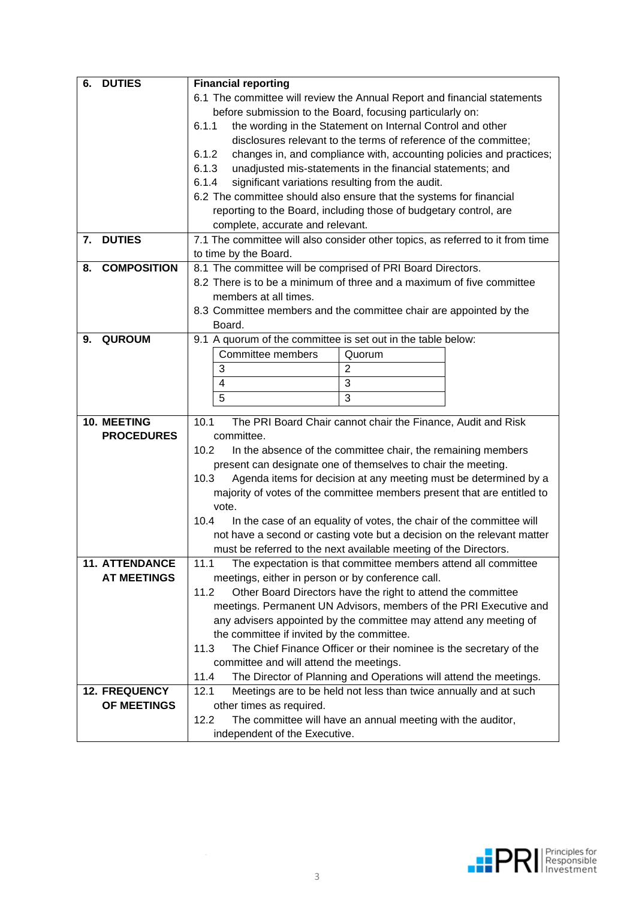| | |
|---|---|
| **6. DUTIES** | **Financial reporting**<br>6.1 The committee will review the Annual Report and financial statements before submission to the Board, focusing particularly on:<br>6.1.1 the wording in the Statement on Internal Control and other disclosures relevant to the terms of reference of the committee;<br>6.1.2 changes in, and compliance with, accounting policies and practices;<br>6.1.3 unadjusted mis-statements in the financial statements; and<br>6.1.4 significant variations resulting from the audit.<br>6.2 The committee should also ensure that the systems for financial reporting to the Board, including those of budgetary control, are complete, accurate and relevant. |
| **7. DUTIES** | 7.1 The committee will also consider other topics, as referred to it from time to time by the Board. |
| **8. COMPOSITION** | 8.1 The committee will be comprised of PRI Board Directors.<br>8.2 There is to be a minimum of three and a maximum of five committee members at all times.<br>8.3 Committee members and the committee chair are appointed by the Board. |
| **9. QUROUM** | 9.1 A quorum of the committee is set out in the table below:<br>Committee members: 3 – Quorum: 2<br>Committee members: 4 – Quorum: 3<br>Committee members: 5 – Quorum: 3 |
| **10. MEETING PROCEDURES** | 10.1 The PRI Board Chair cannot chair the Finance, Audit and Risk committee.<br>10.2 In the absence of the committee chair, the remaining members present can designate one of themselves to chair the meeting.<br>10.3 Agenda items for decision at any meeting must be determined by a majority of votes of the committee members present that are entitled to vote.<br>10.4 In the case of an equality of votes, the chair of the committee will not have a second or casting vote but a decision on the relevant matter must be referred to the next available meeting of the Directors. |
| **11. ATTENDANCE AT MEETINGS** | 11.1 The expectation is that committee members attend all committee meetings, either in person or by conference call.<br>11.2 Other Board Directors have the right to attend the committee meetings. Permanent UN Advisors, members of the PRI Executive and any advisers appointed by the committee may attend any meeting of the committee if invited by the committee.<br>11.3 The Chief Finance Officer or their nominee is the secretary of the committee and will attend the meetings.<br>11.4 The Director of Planning and Operations will attend the meetings. |
| **12. FREQUENCY OF MEETINGS** | 12.1 Meetings are to be held not less than twice annually and at such other times as required.<br>12.2 The committee will have an annual meeting with the auditor, independent of the Executive. |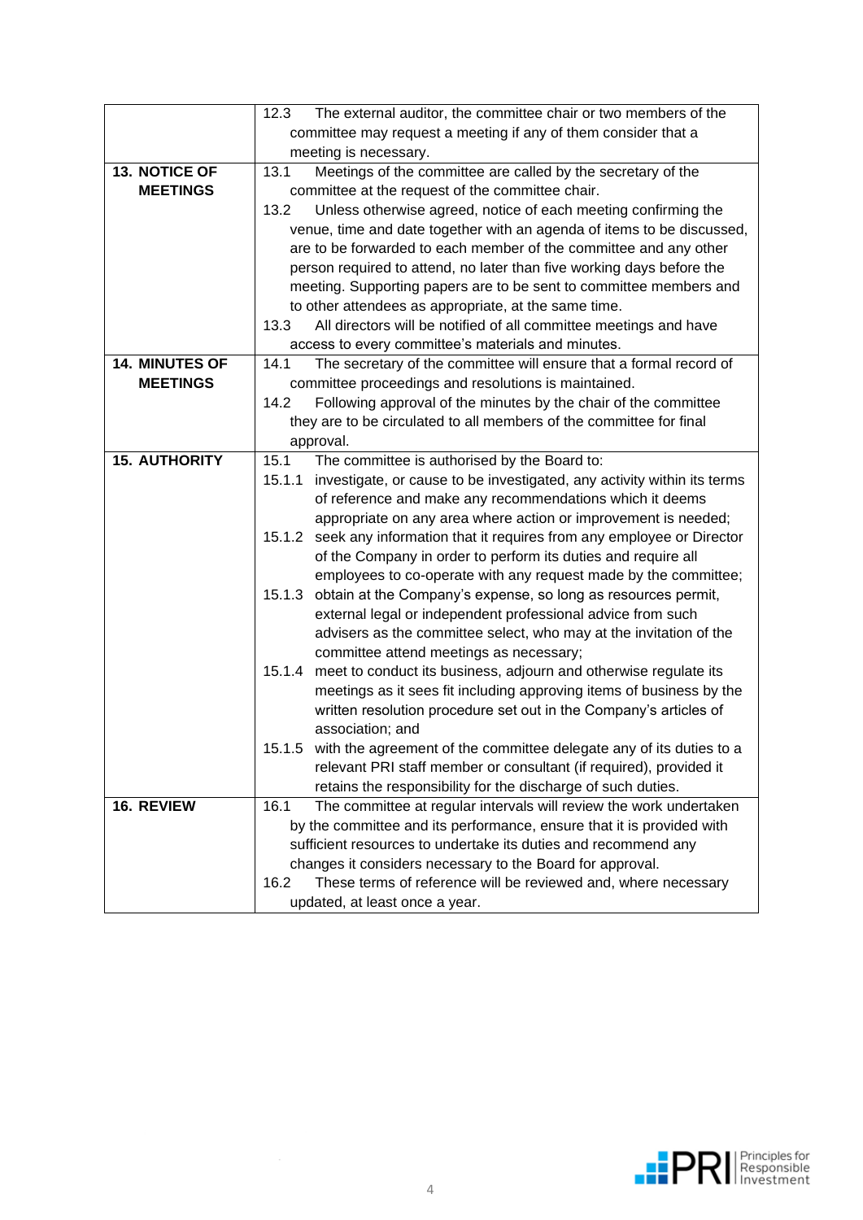| | |
|---|---|
| | 12.3 The external auditor, the committee chair or two members of the committee may request a meeting if any of them consider that a meeting is necessary. |
| **13. NOTICE OF MEETINGS** | 13.1 Meetings of the committee are called by the secretary of the committee at the request of the committee chair.<br>13.2 Unless otherwise agreed, notice of each meeting confirming the venue, time and date together with an agenda of items to be discussed, are to be forwarded to each member of the committee and any other person required to attend, no later than five working days before the meeting. Supporting papers are to be sent to committee members and to other attendees as appropriate, at the same time.<br>13.3 All directors will be notified of all committee meetings and have access to every committee's materials and minutes. |
| **14. MINUTES OF MEETINGS** | 14.1 The secretary of the committee will ensure that a formal record of committee proceedings and resolutions is maintained.<br>14.2 Following approval of the minutes by the chair of the committee they are to be circulated to all members of the committee for final approval. |
| **15. AUTHORITY** | 15.1 The committee is authorised by the Board to:<br>15.1.1 investigate, or cause to be investigated, any activity within its terms of reference and make any recommendations which it deems appropriate on any area where action or improvement is needed;<br>15.1.2 seek any information that it requires from any employee or Director of the Company in order to perform its duties and require all employees to co-operate with any request made by the committee;<br>15.1.3 obtain at the Company's expense, so long as resources permit, external legal or independent professional advice from such advisers as the committee select, who may at the invitation of the committee attend meetings as necessary;<br>15.1.4 meet to conduct its business, adjourn and otherwise regulate its meetings as it sees fit including approving items of business by the written resolution procedure set out in the Company's articles of association; and<br>15.1.5 with the agreement of the committee delegate any of its duties to a relevant PRI staff member or consultant (if required), provided it retains the responsibility for the discharge of such duties. |
| **16. REVIEW** | 16.1 The committee at regular intervals will review the work undertaken by the committee and its performance, ensure that it is provided with sufficient resources to undertake its duties and recommend any changes it considers necessary to the Board for approval.<br>16.2 These terms of reference will be reviewed and, where necessary updated, at least once a year. |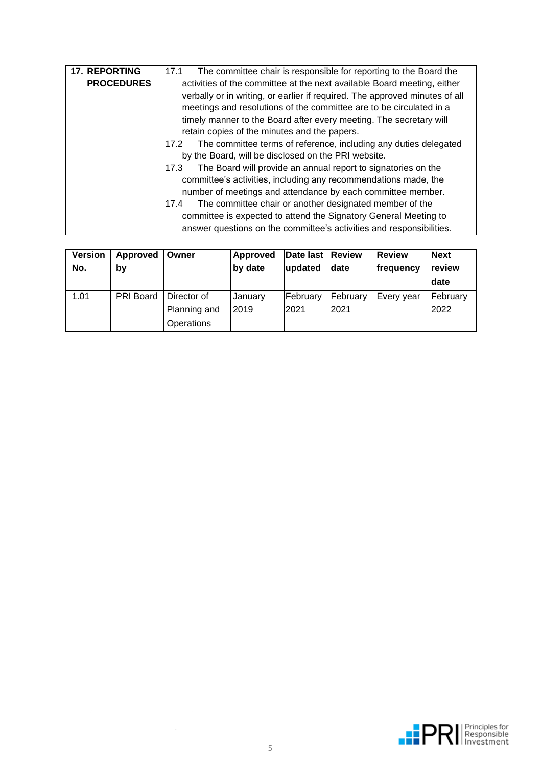| | |
|---|---|
| **17. REPORTING PROCEDURES** | 17.1 The committee chair is responsible for reporting to the Board the activities of the committee at the next available Board meeting, either verbally or in writing, or earlier if required. The approved minutes of all meetings and resolutions of the committee are to be circulated in a timely manner to the Board after every meeting. The secretary will retain copies of the minutes and the papers.<br>17.2 The committee terms of reference, including any duties delegated by the Board, will be disclosed on the PRI website.<br>17.3 The Board will provide an annual report to signatories on the committee's activities, including any recommendations made, the number of meetings and attendance by each committee member.<br>17.4 The committee chair or another designated member of the committee is expected to attend the Signatory General Meeting to answer questions on the committee's activities and responsibilities. |

| Version No. | Approved by | Owner | Approved by date | Date last updated | Review date | Review frequency | Next review date |
|---|---|---|---|---|---|---|---|
| 1.01 | PRI Board | Director of Planning and Operations | January 2019 | February 2021 | February 2021 | Every year | February 2022 |